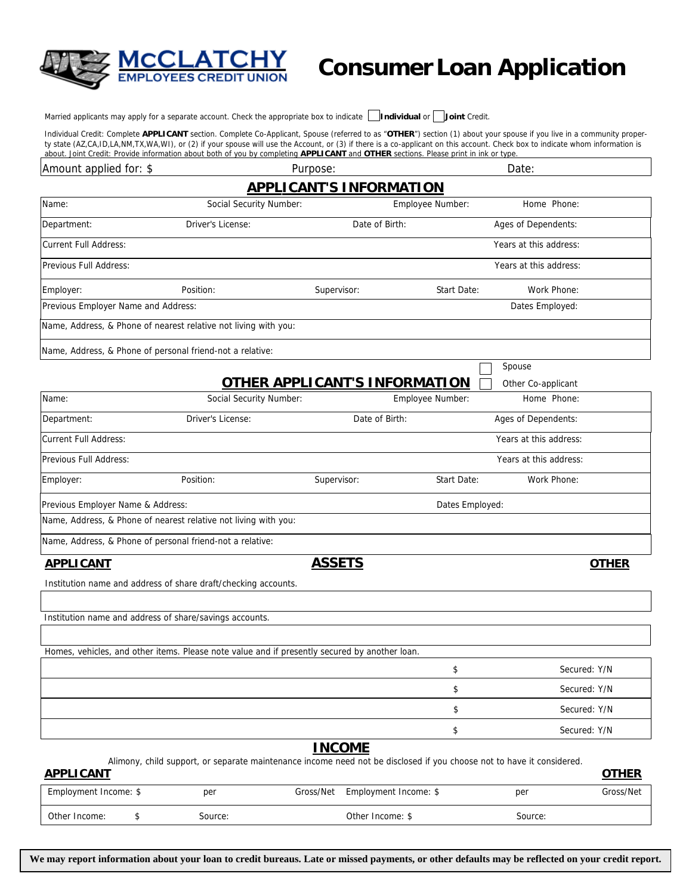# McCLATCHY EMPLOYEES CREDIT UNION

# Consumer Loan Application

Married applicants may apply for a separate account. Check the appropriate box to indicate ☐ **Individual** or ☐ **Joint** Credit.

Individual Credit: Complete **APPLICANT** section. Complete Co-Applicant, Spouse (referred to as "**OTHER**") section (1) about your spouse if you live in a community property state (AZ,CA,ID,LA,NM,TX,WA,WI), or (2) if your spouse will use the Account, or (3) if there is a co-applicant on this account. Check box to indicate whom information is about. Joint Credit: Provide information about both of you by completing **APPLICANT** and **OTHER** sections. Please print in ink or type.

| Amount applied for: $ | Purpose: | Date: |
|---|---|---|

## APPLICANT'S INFORMATION

| Name: | Social Security Number: | Employee Number: | Home Phone: | |
|---|---|---|---|---|
| Department: | Driver's License: | Date of Birth: | Ages of Dependents: | |
| Current Full Address: | | | Years at this address: | |
| Previous Full Address: | | | Years at this address: | |
| Employer: | Position: | Supervisor: | Start Date: | Work Phone: |
| Previous Employer Name and Address: | | | Dates Employed: | |
| Name, Address, & Phone of nearest relative not living with you: | | | | |
| Name, Address, & Phone of personal friend-not a relative: | | | | |

## OTHER APPLICANT'S INFORMATION

☐ Spouse
☐ Other Co-applicant

| Name: | Social Security Number: | Employee Number: | Home Phone: | |
|---|---|---|---|---|
| Department: | Driver's License: | Date of Birth: | Ages of Dependents: | |
| Current Full Address: | | | Years at this address: | |
| Previous Full Address: | | | Years at this address: | |
| Employer: | Position: | Supervisor: | Start Date: | Work Phone: |
| Previous Employer Name & Address: | | | Dates Employed: | |
| Name, Address, & Phone of nearest relative not living with you: | | | | |
| Name, Address, & Phone of personal friend-not a relative: | | | | |

## ASSETS

**APPLICANT** | **OTHER**

Institution name and address of share draft/checking accounts.

| |
|---|
| |

Institution name and address of share/savings accounts.

| |
|---|
| |

Homes, vehicles, and other items. Please note value and if presently secured by another loan.

| Item | Value | Secured |
|---|---|---|
| | $ | Secured: Y/N |
| | $ | Secured: Y/N |
| | $ | Secured: Y/N |
| | $ | Secured: Y/N |

## INCOME

Alimony, child support, or separate maintenance income need not be disclosed if you choose not to have it considered.

**APPLICANT** | **OTHER**

| Employment Income: $ | per | Gross/Net | Employment Income: $ | per | Gross/Net |
|---|---|---|---|---|---|
| Other Income: $ | Source: | | Other Income: $ | Source: | |

**We may report information about your loan to credit bureaus. Late or missed payments, or other defaults may be reflected on your credit report.**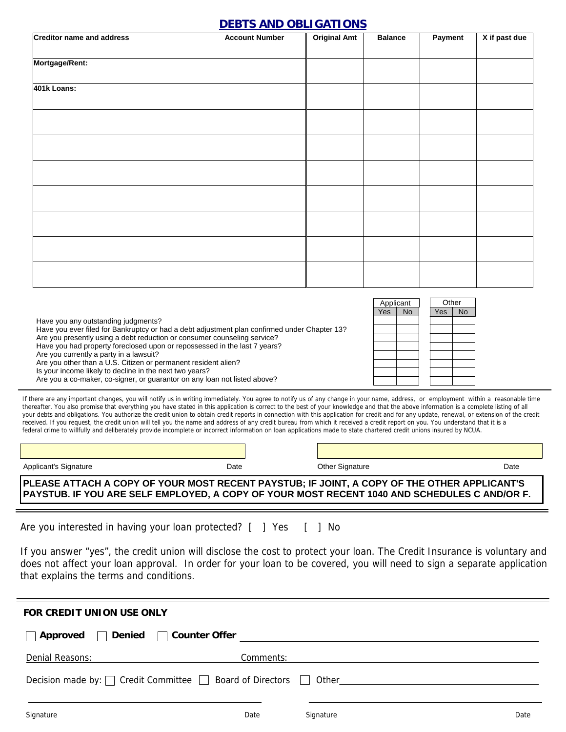## DEBTS AND OBLIGATIONS

| Creditor name and address | Account Number | Original Amt | Balance | Payment | X if past due |
|---|---|---|---|---|---|
| Mortgage/Rent: | | | | | |
| 401k Loans: | | | | | |
| | | | | | |
| | | | | | |
| | | | | | |
| | | | | | |
| | | | | | |
| | | | | | |
| | | | | | |

| | Applicant Yes | Applicant No | Other Yes | Other No |
|---|---|---|---|---|
| Have you any outstanding judgments? | | | | |
| Have you ever filed for Bankruptcy or had a debt adjustment plan confirmed under Chapter 13? | | | | |
| Are you presently using a debt reduction or consumer counseling service? | | | | |
| Have you had property foreclosed upon or repossessed in the last 7 years? | | | | |
| Are you currently a party in a lawsuit? | | | | |
| Are you other than a U.S. Citizen or permanent resident alien? | | | | |
| Is your income likely to decline in the next two years? | | | | |
| Are you a co-maker, co-signer, or guarantor on any loan not listed above? | | | | |

If there are any important changes, you will notify us in writing immediately. You agree to notify us of any change in your name, address, or employment within a reasonable time thereafter. You also promise that everything you have stated in this application is correct to the best of your knowledge and that the above information is a complete listing of all your debts and obligations. You authorize the credit union to obtain credit reports in connection with this application for credit and for any update, renewal, or extension of the credit received. If you request, the credit union will tell you the name and address of any credit bureau from which it received a credit report on you. You understand that it is a federal crime to willfully and deliberately provide incomplete or incorrect information on loan applications made to state chartered credit unions insured by NCUA.

Applicant's Signature ____________ Date ____________ Other Signature ____________ Date ____________

**PLEASE ATTACH A COPY OF YOUR MOST RECENT PAYSTUB; IF JOINT, A COPY OF THE OTHER APPLICANT'S PAYSTUB. IF YOU ARE SELF EMPLOYED, A COPY OF YOUR MOST RECENT 1040 AND SCHEDULES C AND/OR F.**

Are you interested in having your loan protected? [ ] Yes [ ] No

If you answer "yes", the credit union will disclose the cost to protect your loan. The Credit Insurance is voluntary and does not affect your loan approval. In order for your loan to be covered, you will need to sign a separate application that explains the terms and conditions.

**FOR CREDIT UNION USE ONLY**

☐ **Approved** ☐ **Denied** ☐ **Counter Offer** ____________

Denial Reasons: ____________ Comments: ____________

Decision made by: ☐ Credit Committee ☐ Board of Directors ☐ Other ____________

Signature ____________ Date ____________ Signature ____________ Date ____________